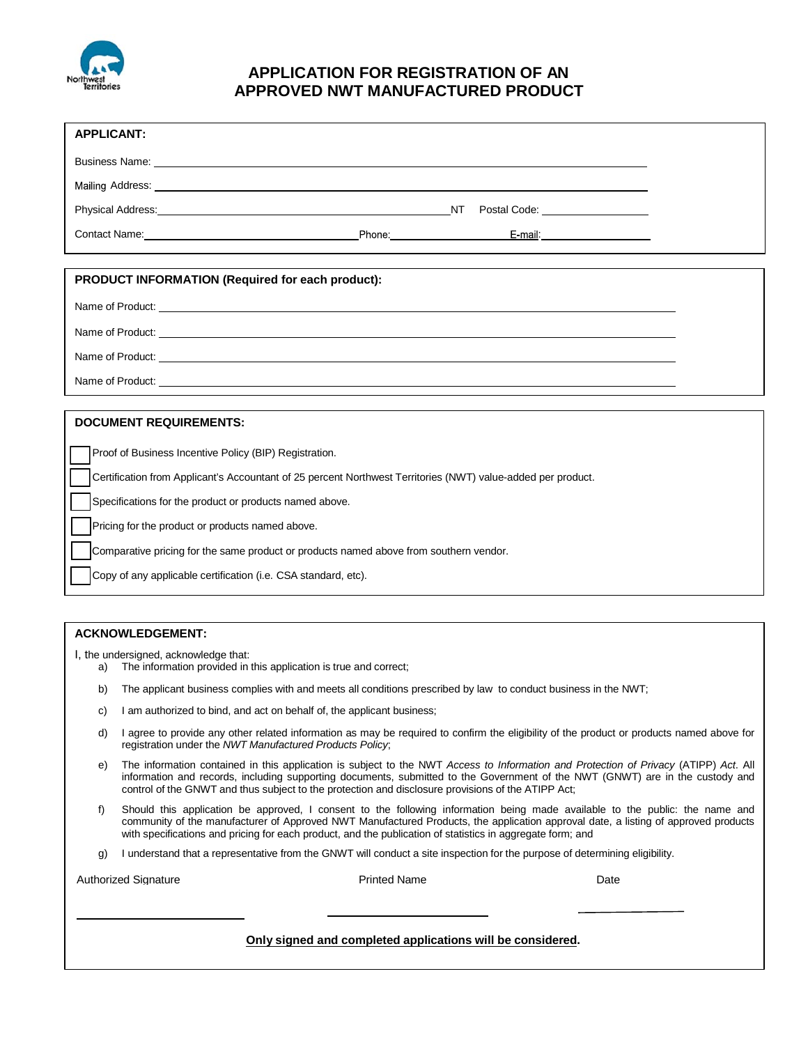Northwest Territories

# APPLICATION FOR REGISTRATION OF AN APPROVED NWT MANUFACTURED PRODUCT

**APPLICANT:**

Business Name: ______________________________________________

Mailing Address: ______________________________________________

Physical Address: ______________________________ NT Postal Code: ______________

Contact Name: ____________________ Phone: ______________ E-mail: ______________

**PRODUCT INFORMATION (Required for each product):**

Name of Product: ______________________________________________

Name of Product: ______________________________________________

Name of Product: ______________________________________________

Name of Product: ______________________________________________

**DOCUMENT REQUIREMENTS:**

- ☐ Proof of Business Incentive Policy (BIP) Registration.
- ☐ Certification from Applicant's Accountant of 25 percent Northwest Territories (NWT) value-added per product.
- ☐ Specifications for the product or products named above.
- ☐ Pricing for the product or products named above.
- ☐ Comparative pricing for the same product or products named above from southern vendor.
- ☐ Copy of any applicable certification (i.e. CSA standard, etc).

**ACKNOWLEDGEMENT:**

I, the undersigned, acknowledge that:

a) The information provided in this application is true and correct;

b) The applicant business complies with and meets all conditions prescribed by law to conduct business in the NWT;

c) I am authorized to bind, and act on behalf of, the applicant business;

d) I agree to provide any other related information as may be required to confirm the eligibility of the product or products named above for registration under the *NWT Manufactured Products Policy*;

e) The information contained in this application is subject to the NWT *Access to Information and Protection of Privacy* (ATIPP) *Act*. All information and records, including supporting documents, submitted to the Government of the NWT (GNWT) are in the custody and control of the GNWT and thus subject to the protection and disclosure provisions of the ATIPP Act;

f) Should this application be approved, I consent to the following information being made available to the public: the name and community of the manufacturer of Approved NWT Manufactured Products, the application approval date, a listing of approved products with specifications and pricing for each product, and the publication of statistics in aggregate form; and

g) I understand that a representative from the GNWT will conduct a site inspection for the purpose of determining eligibility.

| Authorized Signature | Printed Name | Date |
|---|---|---|
| ____________________ | ____________________ | ______________ |

**Only signed and completed applications will be considered.**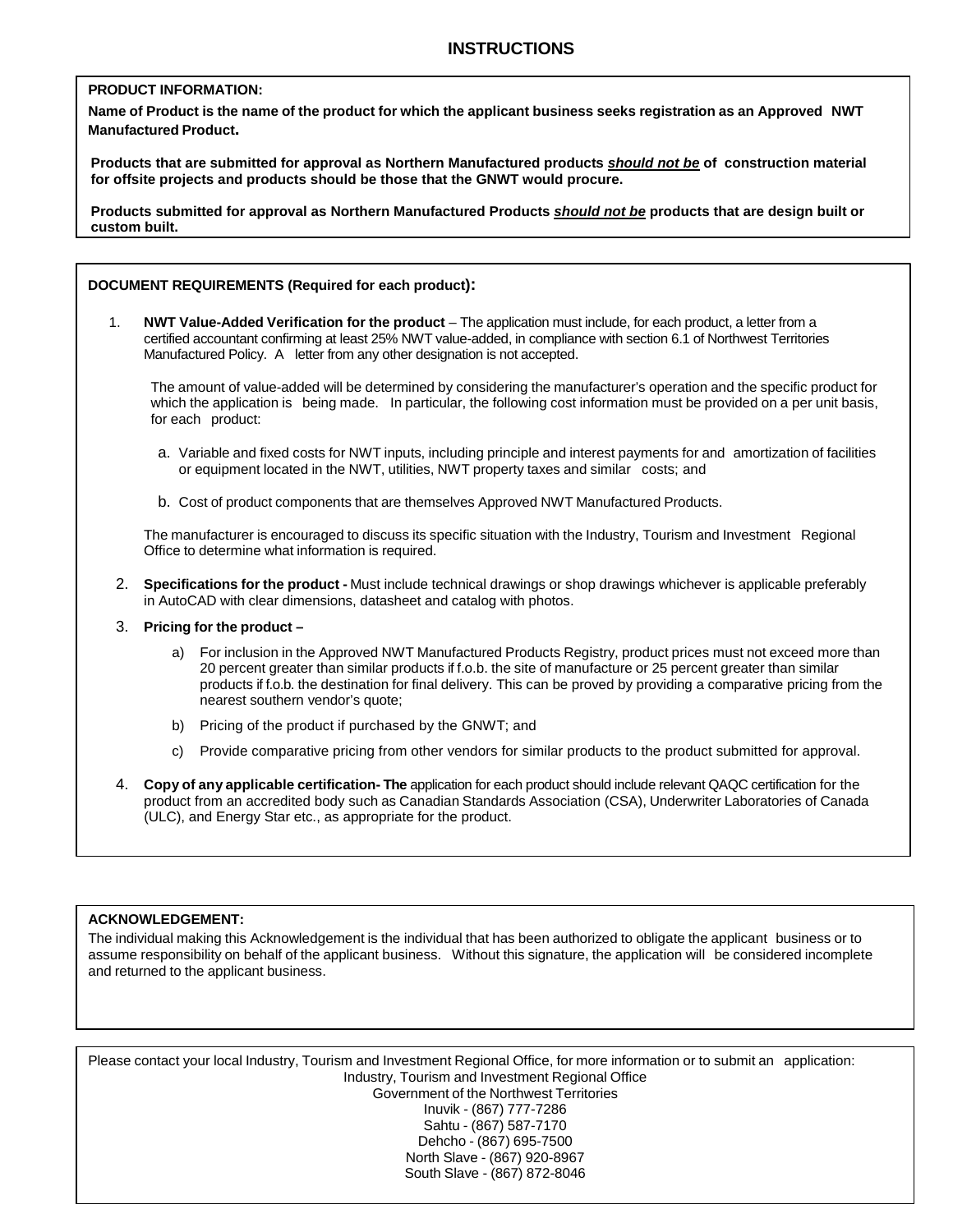# INSTRUCTIONS

**PRODUCT INFORMATION:**

**Name of Product is the name of the product for which the applicant business seeks registration as an Approved NWT Manufactured Product.**

**Products that are submitted for approval as Northern Manufactured products _should not be_ of construction material for offsite projects and products should be those that the GNWT would procure.**

**Products submitted for approval as Northern Manufactured Products _should not be_ products that are design built or custom built.**

**DOCUMENT REQUIREMENTS (Required for each product):**

1. **NWT Value-Added Verification for the product** – The application must include, for each product, a letter from a certified accountant confirming at least 25% NWT value-added, in compliance with section 6.1 of Northwest Territories Manufactured Policy. A letter from any other designation is not accepted.

   The amount of value-added will be determined by considering the manufacturer's operation and the specific product for which the application is being made. In particular, the following cost information must be provided on a per unit basis, for each product:

   a. Variable and fixed costs for NWT inputs, including principle and interest payments for and amortization of facilities or equipment located in the NWT, utilities, NWT property taxes and similar costs; and

   b. Cost of product components that are themselves Approved NWT Manufactured Products.

   The manufacturer is encouraged to discuss its specific situation with the Industry, Tourism and Investment Regional Office to determine what information is required.

2. **Specifications for the product -** Must include technical drawings or shop drawings whichever is applicable preferably in AutoCAD with clear dimensions, datasheet and catalog with photos.

3. **Pricing for the product –**

   a) For inclusion in the Approved NWT Manufactured Products Registry, product prices must not exceed more than 20 percent greater than similar products if f.o.b. the site of manufacture or 25 percent greater than similar products if f.o.b. the destination for final delivery. This can be proved by providing a comparative pricing from the nearest southern vendor's quote;

   b) Pricing of the product if purchased by the GNWT; and

   c) Provide comparative pricing from other vendors for similar products to the product submitted for approval.

4. **Copy of any applicable certification- The** application for each product should include relevant QAQC certification for the product from an accredited body such as Canadian Standards Association (CSA), Underwriter Laboratories of Canada (ULC), and Energy Star etc., as appropriate for the product.

**ACKNOWLEDGEMENT:**

The individual making this Acknowledgement is the individual that has been authorized to obligate the applicant business or to assume responsibility on behalf of the applicant business. Without this signature, the application will be considered incomplete and returned to the applicant business.

Please contact your local Industry, Tourism and Investment Regional Office, for more information or to submit an application:

Industry, Tourism and Investment Regional Office
Government of the Northwest Territories
Inuvik - (867) 777-7286
Sahtu - (867) 587-7170
Dehcho - (867) 695-7500
North Slave - (867) 920-8967
South Slave - (867) 872-8046